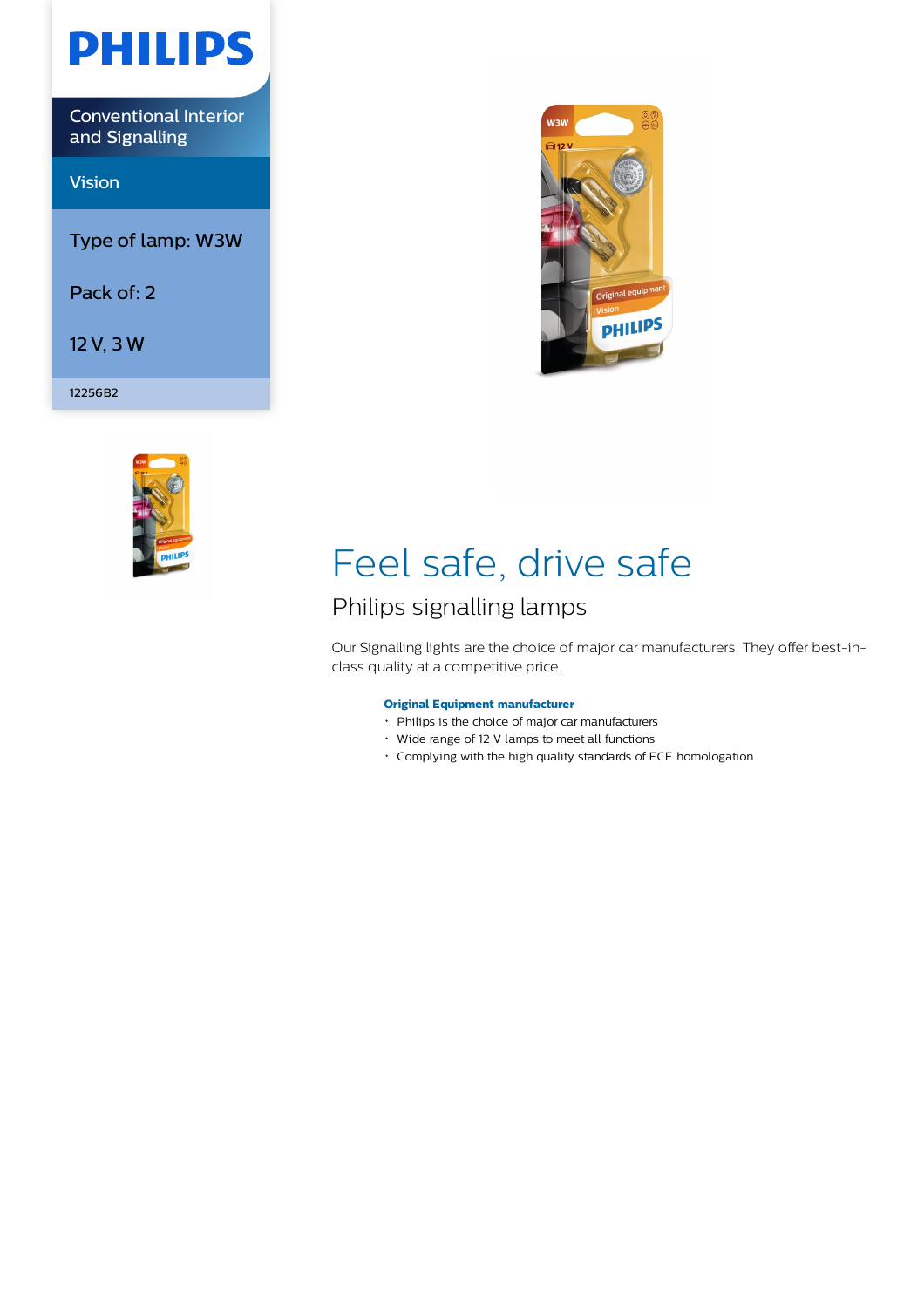PHILIPS

Conventional Interior and Signalling

Vision

Type of lamp: W3W

Pack of: 2

12 V, 3 W

12256B2

# Feel safe, drive safe

## Philips signalling lamps

Our Signalling lights are the choice of major car manufacturers. They offer best-in-class quality at a competitive price.

**Original Equipment manufacturer**

- Philips is the choice of major car manufacturers
- Wide range of 12 V lamps to meet all functions
- Complying with the high quality standards of ECE homologation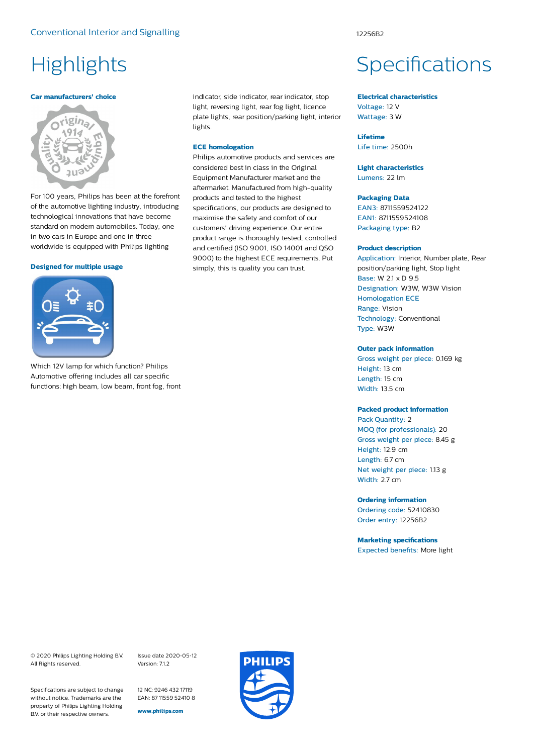Conventional Interior and Signalling

12256B2

# Highlights

### Car manufacturers' choice

For 100 years, Philips has been at the forefront of the automotive lighting industry, introducing technological innovations that have become standard on modern automobiles. Today, one in two cars in Europe and one in three worldwide is equipped with Philips lighting

### Designed for multiple usage

Which 12V lamp for which function? Philips Automotive offering includes all car specific functions: high beam, low beam, front fog, front indicator, side indicator, rear indicator, stop light, reversing light, rear fog light, licence plate lights, rear position/parking light, interior lights.

### ECE homologation

Philips automotive products and services are considered best in class in the Original Equipment Manufacturer market and the aftermarket. Manufactured from high-quality products and tested to the highest specifications, our products are designed to maximise the safety and comfort of our customers' driving experience. Our entire product range is thoroughly tested, controlled and certified (ISO 9001, ISO 14001 and QSO 9000) to the highest ECE requirements. Put simply, this is quality you can trust.

# Specifications

### Electrical characteristics

- Voltage: 12 V
- Wattage: 3 W

### Lifetime

- Life time: 2500h

### Light characteristics

- Lumens: 22 lm

### Packaging Data

- EAN3: 8711559524122
- EAN1: 8711559524108
- Packaging type: B2

### Product description

- Application: Interior, Number plate, Rear position/parking light, Stop light
- Base: W 2.1 x D 9.5
- Designation: W3W, W3W Vision
- Homologation ECE
- Range: Vision
- Technology: Conventional
- Type: W3W

### Outer pack information

- Gross weight per piece: 0.169 kg
- Height: 13 cm
- Length: 15 cm
- Width: 13.5 cm

### Packed product information

- Pack Quantity: 2
- MOQ (for professionals): 20
- Gross weight per piece: 8.45 g
- Height: 12.9 cm
- Length: 6.7 cm
- Net weight per piece: 1.13 g
- Width: 2.7 cm

### Ordering information

- Ordering code: 52410830
- Order entry: 12256B2

### Marketing specifications

- Expected benefits: More light

© 2020 Philips Lighting Holding B.V.
All Rights reserved.

Specifications are subject to change without notice. Trademarks are the property of Philips Lighting Holding B.V. or their respective owners.

Issue date 2020-05-12
Version: 7.1.2

12 NC: 9246 432 17119
EAN: 87 11559 52410 8

www.philips.com